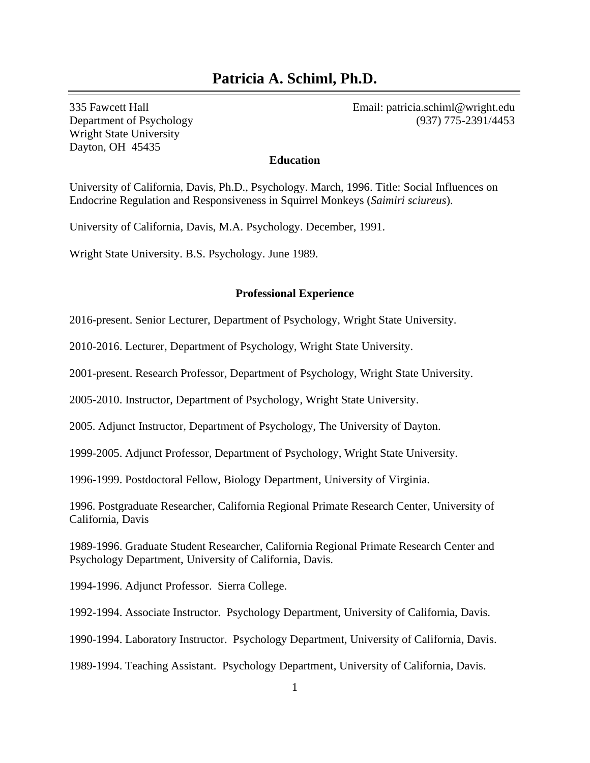# Patricia A. Schiml, Ph.D.

335 Fawcett Hall
Department of Psychology
Wright State University
Dayton, OH 45435

Email: patricia.schiml@wright.edu
(937) 775-2391/4453

## Education

University of California, Davis, Ph.D., Psychology. March, 1996. Title: Social Influences on Endocrine Regulation and Responsiveness in Squirrel Monkeys (*Saimiri sciureus*).

University of California, Davis, M.A. Psychology. December, 1991.

Wright State University. B.S. Psychology. June 1989.

## Professional Experience

2016-present. Senior Lecturer, Department of Psychology, Wright State University.

2010-2016. Lecturer, Department of Psychology, Wright State University.

2001-present. Research Professor, Department of Psychology, Wright State University.

2005-2010. Instructor, Department of Psychology, Wright State University.

2005. Adjunct Instructor, Department of Psychology, The University of Dayton.

1999-2005. Adjunct Professor, Department of Psychology, Wright State University.

1996-1999. Postdoctoral Fellow, Biology Department, University of Virginia.

1996. Postgraduate Researcher, California Regional Primate Research Center, University of California, Davis

1989-1996. Graduate Student Researcher, California Regional Primate Research Center and Psychology Department, University of California, Davis.

1994-1996. Adjunct Professor. Sierra College.

1992-1994. Associate Instructor. Psychology Department, University of California, Davis.

1990-1994. Laboratory Instructor. Psychology Department, University of California, Davis.

1989-1994. Teaching Assistant. Psychology Department, University of California, Davis.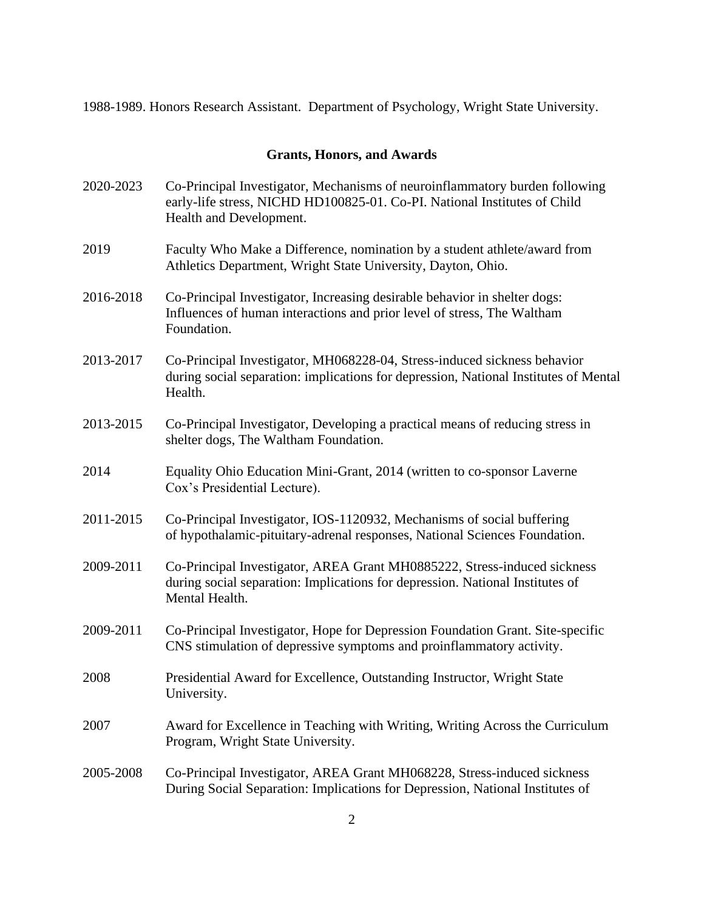1988-1989. Honors Research Assistant. Department of Psychology, Wright State University.

## Grants, Honors, and Awards

2020-2023 Co-Principal Investigator, Mechanisms of neuroinflammatory burden following early-life stress, NICHD HD100825-01. Co-PI. National Institutes of Child Health and Development.

2019 Faculty Who Make a Difference, nomination by a student athlete/award from Athletics Department, Wright State University, Dayton, Ohio.

2016-2018 Co-Principal Investigator, Increasing desirable behavior in shelter dogs: Influences of human interactions and prior level of stress, The Waltham Foundation.

2013-2017 Co-Principal Investigator, MH068228-04, Stress-induced sickness behavior during social separation: implications for depression, National Institutes of Mental Health.

2013-2015 Co-Principal Investigator, Developing a practical means of reducing stress in shelter dogs, The Waltham Foundation.

2014 Equality Ohio Education Mini-Grant, 2014 (written to co-sponsor Laverne Cox's Presidential Lecture).

2011-2015 Co-Principal Investigator, IOS-1120932, Mechanisms of social buffering of hypothalamic-pituitary-adrenal responses, National Sciences Foundation.

2009-2011 Co-Principal Investigator, AREA Grant MH0885222, Stress-induced sickness during social separation: Implications for depression. National Institutes of Mental Health.

2009-2011 Co-Principal Investigator, Hope for Depression Foundation Grant. Site-specific CNS stimulation of depressive symptoms and proinflammatory activity.

2008 Presidential Award for Excellence, Outstanding Instructor, Wright State University.

2007 Award for Excellence in Teaching with Writing, Writing Across the Curriculum Program, Wright State University.

2005-2008 Co-Principal Investigator, AREA Grant MH068228, Stress-induced sickness During Social Separation: Implications for Depression, National Institutes of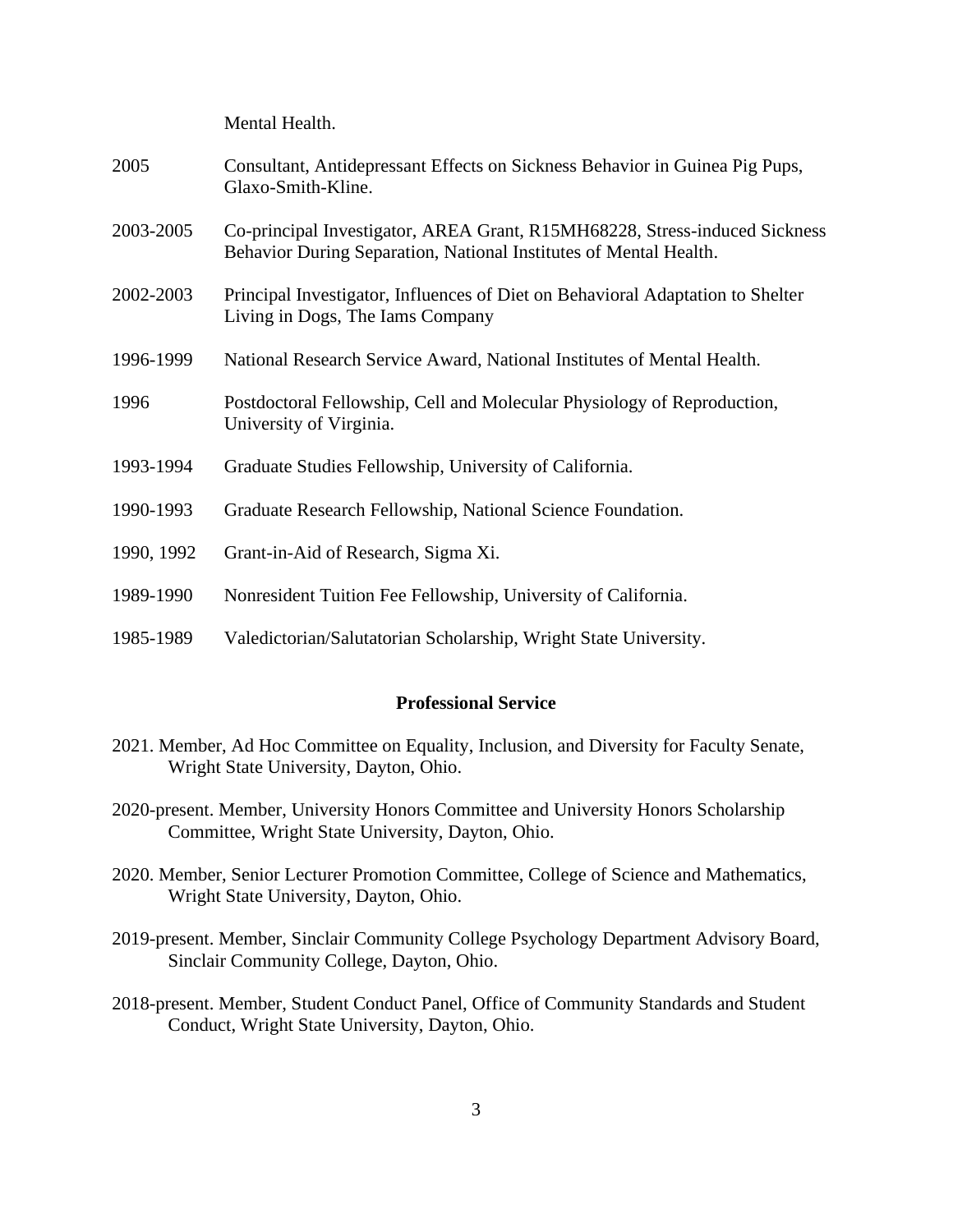Mental Health.

2005 Consultant, Antidepressant Effects on Sickness Behavior in Guinea Pig Pups, Glaxo-Smith-Kline.

2003-2005 Co-principal Investigator, AREA Grant, R15MH68228, Stress-induced Sickness Behavior During Separation, National Institutes of Mental Health.

2002-2003 Principal Investigator, Influences of Diet on Behavioral Adaptation to Shelter Living in Dogs, The Iams Company

1996-1999 National Research Service Award, National Institutes of Mental Health.

1996 Postdoctoral Fellowship, Cell and Molecular Physiology of Reproduction, University of Virginia.

1993-1994 Graduate Studies Fellowship, University of California.

1990-1993 Graduate Research Fellowship, National Science Foundation.

1990, 1992 Grant-in-Aid of Research, Sigma Xi.

1989-1990 Nonresident Tuition Fee Fellowship, University of California.

1985-1989 Valedictorian/Salutatorian Scholarship, Wright State University.

## Professional Service

2021. Member, Ad Hoc Committee on Equality, Inclusion, and Diversity for Faculty Senate, Wright State University, Dayton, Ohio.

2020-present. Member, University Honors Committee and University Honors Scholarship Committee, Wright State University, Dayton, Ohio.

2020. Member, Senior Lecturer Promotion Committee, College of Science and Mathematics, Wright State University, Dayton, Ohio.

2019-present. Member, Sinclair Community College Psychology Department Advisory Board, Sinclair Community College, Dayton, Ohio.

2018-present. Member, Student Conduct Panel, Office of Community Standards and Student Conduct, Wright State University, Dayton, Ohio.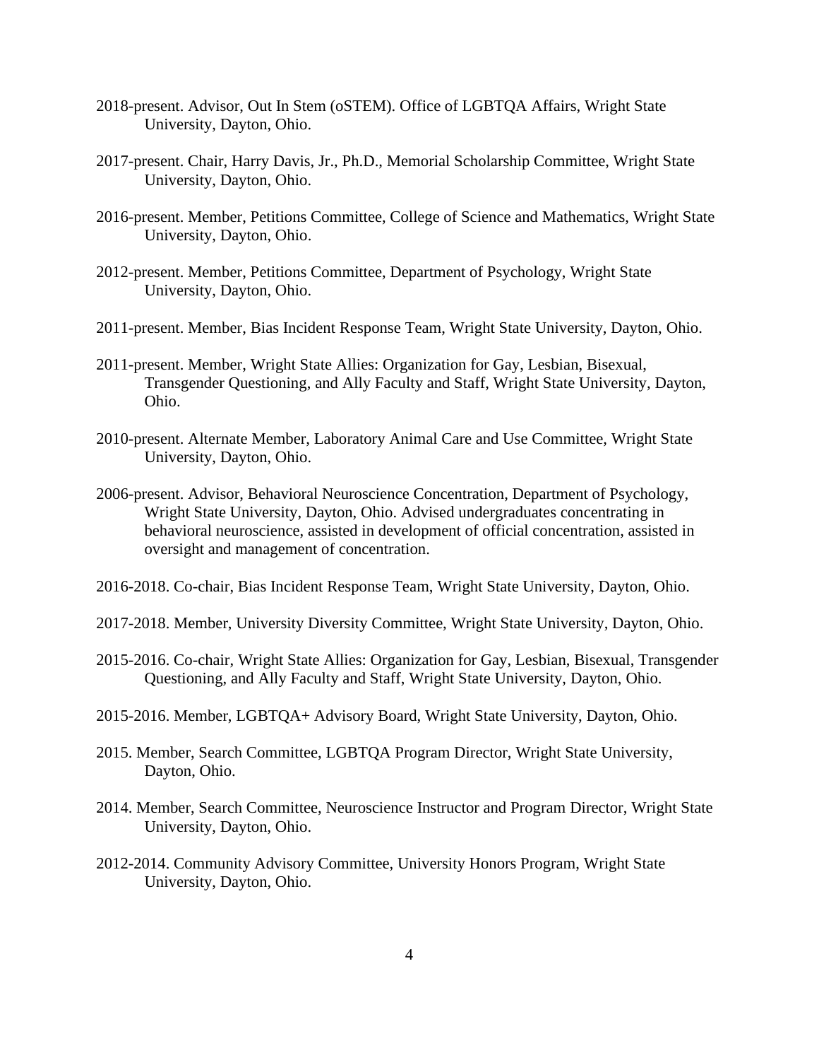2018-present. Advisor, Out In Stem (oSTEM). Office of LGBTQA Affairs, Wright State University, Dayton, Ohio.

2017-present. Chair, Harry Davis, Jr., Ph.D., Memorial Scholarship Committee, Wright State University, Dayton, Ohio.

2016-present. Member, Petitions Committee, College of Science and Mathematics, Wright State University, Dayton, Ohio.

2012-present. Member, Petitions Committee, Department of Psychology, Wright State University, Dayton, Ohio.

2011-present. Member, Bias Incident Response Team, Wright State University, Dayton, Ohio.

2011-present. Member, Wright State Allies: Organization for Gay, Lesbian, Bisexual, Transgender Questioning, and Ally Faculty and Staff, Wright State University, Dayton, Ohio.

2010-present. Alternate Member, Laboratory Animal Care and Use Committee, Wright State University, Dayton, Ohio.

2006-present. Advisor, Behavioral Neuroscience Concentration, Department of Psychology, Wright State University, Dayton, Ohio. Advised undergraduates concentrating in behavioral neuroscience, assisted in development of official concentration, assisted in oversight and management of concentration.

2016-2018. Co-chair, Bias Incident Response Team, Wright State University, Dayton, Ohio.

2017-2018. Member, University Diversity Committee, Wright State University, Dayton, Ohio.

2015-2016. Co-chair, Wright State Allies: Organization for Gay, Lesbian, Bisexual, Transgender Questioning, and Ally Faculty and Staff, Wright State University, Dayton, Ohio.

2015-2016. Member, LGBTQA+ Advisory Board, Wright State University, Dayton, Ohio.

2015. Member, Search Committee, LGBTQA Program Director, Wright State University, Dayton, Ohio.

2014. Member, Search Committee, Neuroscience Instructor and Program Director, Wright State University, Dayton, Ohio.

2012-2014. Community Advisory Committee, University Honors Program, Wright State University, Dayton, Ohio.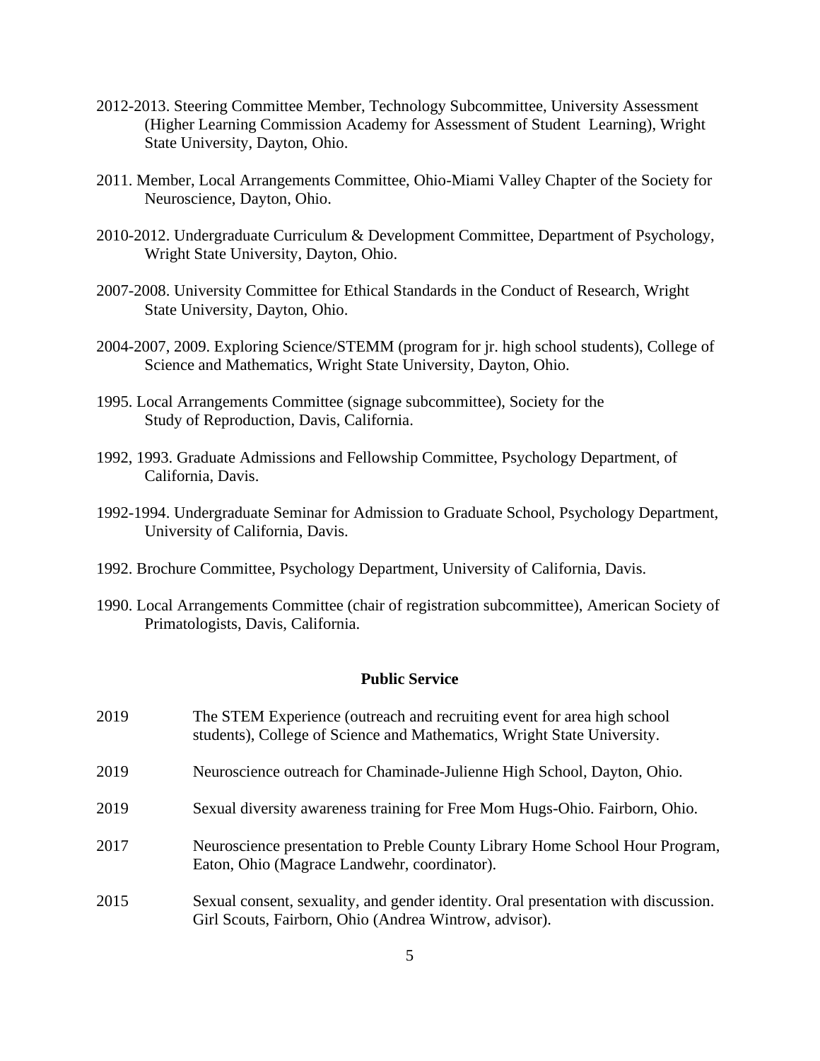2012-2013. Steering Committee Member, Technology Subcommittee, University Assessment (Higher Learning Commission Academy for Assessment of Student Learning), Wright State University, Dayton, Ohio.

2011. Member, Local Arrangements Committee, Ohio-Miami Valley Chapter of the Society for Neuroscience, Dayton, Ohio.

2010-2012. Undergraduate Curriculum & Development Committee, Department of Psychology, Wright State University, Dayton, Ohio.

2007-2008. University Committee for Ethical Standards in the Conduct of Research, Wright State University, Dayton, Ohio.

2004-2007, 2009. Exploring Science/STEMM (program for jr. high school students), College of Science and Mathematics, Wright State University, Dayton, Ohio.

1995. Local Arrangements Committee (signage subcommittee), Society for the Study of Reproduction, Davis, California.

1992, 1993. Graduate Admissions and Fellowship Committee, Psychology Department, of California, Davis.

1992-1994. Undergraduate Seminar for Admission to Graduate School, Psychology Department, University of California, Davis.

1992. Brochure Committee, Psychology Department, University of California, Davis.

1990. Local Arrangements Committee (chair of registration subcommittee), American Society of Primatologists, Davis, California.

## Public Service

2019 The STEM Experience (outreach and recruiting event for area high school students), College of Science and Mathematics, Wright State University.

2019 Neuroscience outreach for Chaminade-Julienne High School, Dayton, Ohio.

2019 Sexual diversity awareness training for Free Mom Hugs-Ohio. Fairborn, Ohio.

2017 Neuroscience presentation to Preble County Library Home School Hour Program, Eaton, Ohio (Magrace Landwehr, coordinator).

2015 Sexual consent, sexuality, and gender identity. Oral presentation with discussion. Girl Scouts, Fairborn, Ohio (Andrea Wintrow, advisor).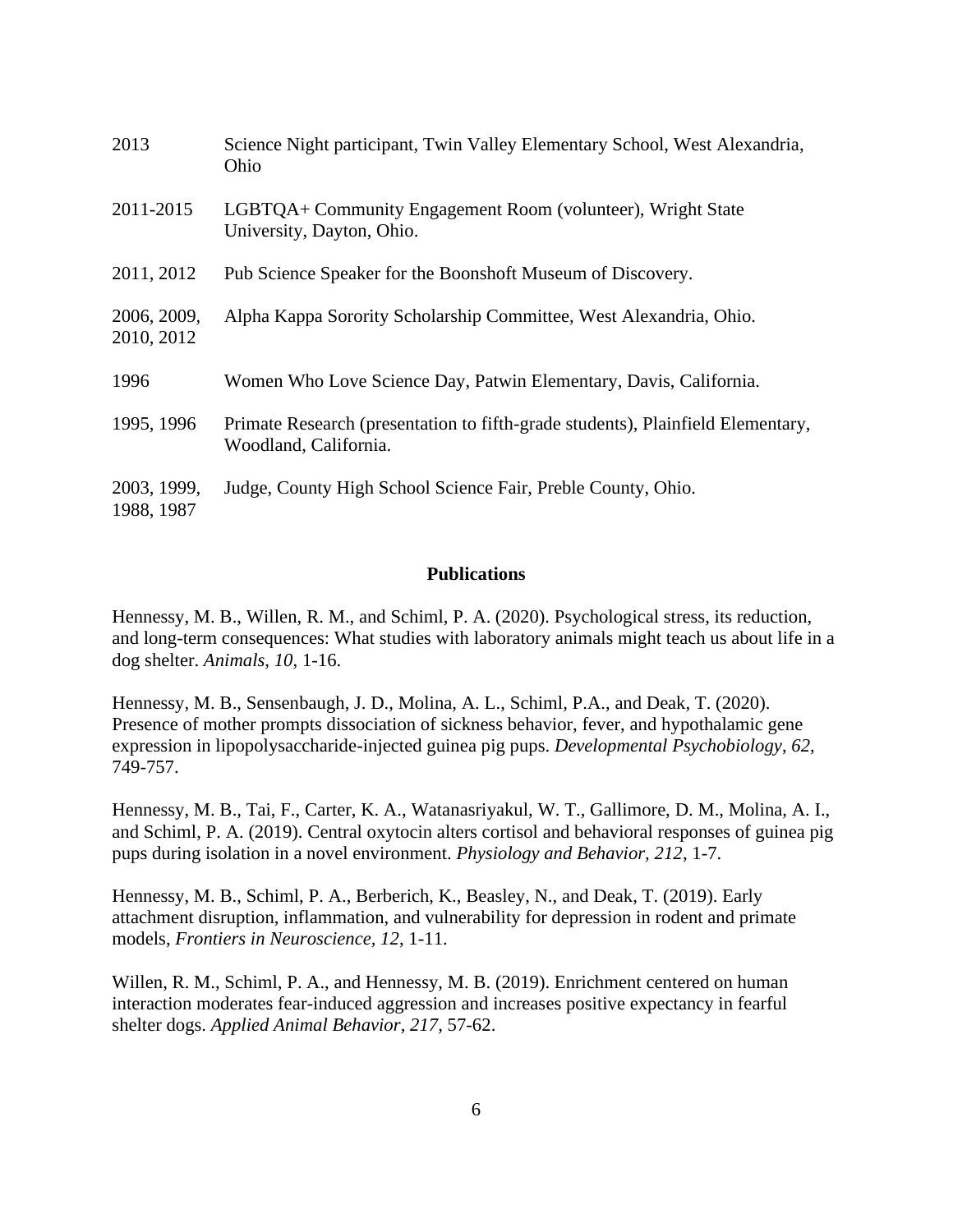| | |
|---|---|
| 2013 | Science Night participant, Twin Valley Elementary School, West Alexandria, Ohio |
| 2011-2015 | LGBTQA+ Community Engagement Room (volunteer), Wright State University, Dayton, Ohio. |
| 2011, 2012 | Pub Science Speaker for the Boonshoft Museum of Discovery. |
| 2006, 2009, 2010, 2012 | Alpha Kappa Sorority Scholarship Committee, West Alexandria, Ohio. |
| 1996 | Women Who Love Science Day, Patwin Elementary, Davis, California. |
| 1995, 1996 | Primate Research (presentation to fifth-grade students), Plainfield Elementary, Woodland, California. |
| 2003, 1999, 1988, 1987 | Judge, County High School Science Fair, Preble County, Ohio. |

## Publications

Hennessy, M. B., Willen, R. M., and Schiml, P. A. (2020). Psychological stress, its reduction, and long-term consequences: What studies with laboratory animals might teach us about life in a dog shelter. *Animals, 10*, 1-16.

Hennessy, M. B., Sensenbaugh, J. D., Molina, A. L., Schiml, P.A., and Deak, T. (2020). Presence of mother prompts dissociation of sickness behavior, fever, and hypothalamic gene expression in lipopolysaccharide-injected guinea pig pups. *Developmental Psychobiology*, *62*, 749-757.

Hennessy, M. B., Tai, F., Carter, K. A., Watanasriyakul, W. T., Gallimore, D. M., Molina, A. I., and Schiml, P. A. (2019). Central oxytocin alters cortisol and behavioral responses of guinea pig pups during isolation in a novel environment. *Physiology and Behavior, 212*, 1-7.

Hennessy, M. B., Schiml, P. A., Berberich, K., Beasley, N., and Deak, T. (2019). Early attachment disruption, inflammation, and vulnerability for depression in rodent and primate models, *Frontiers in Neuroscience, 12*, 1-11.

Willen, R. M., Schiml, P. A., and Hennessy, M. B. (2019). Enrichment centered on human interaction moderates fear-induced aggression and increases positive expectancy in fearful shelter dogs. *Applied Animal Behavior, 217,* 57-62.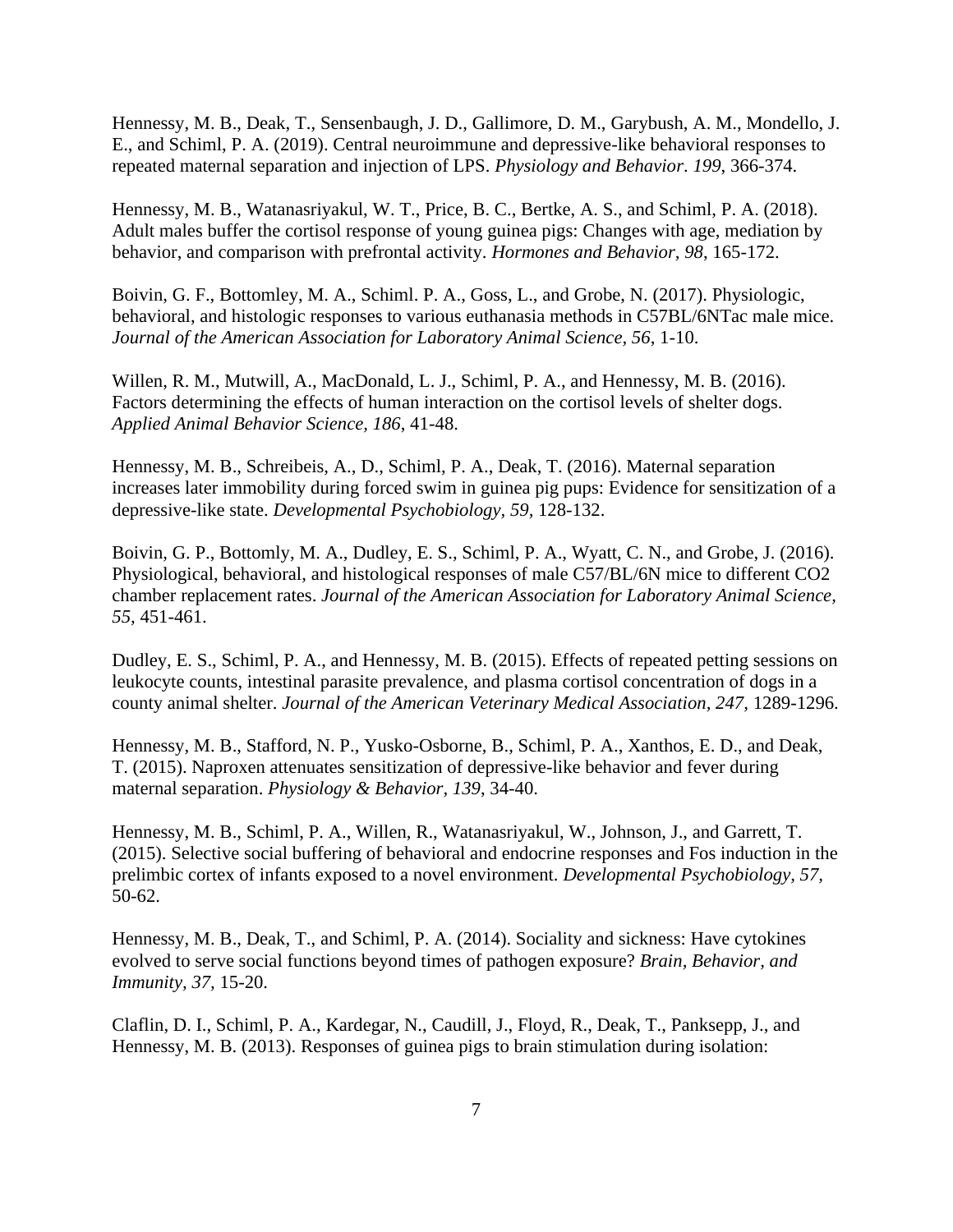Hennessy, M. B., Deak, T., Sensenbaugh, J. D., Gallimore, D. M., Garybush, A. M., Mondello, J. E., and Schiml, P. A. (2019). Central neuroimmune and depressive-like behavioral responses to repeated maternal separation and injection of LPS. *Physiology and Behavior*. *199*, 366-374.

Hennessy, M. B., Watanasriyakul, W. T., Price, B. C., Bertke, A. S., and Schiml, P. A. (2018). Adult males buffer the cortisol response of young guinea pigs: Changes with age, mediation by behavior, and comparison with prefrontal activity. *Hormones and Behavior, 98*, 165-172.

Boivin, G. F., Bottomley, M. A., Schiml. P. A., Goss, L., and Grobe, N. (2017). Physiologic, behavioral, and histologic responses to various euthanasia methods in C57BL/6NTac male mice. *Journal of the American Association for Laboratory Animal Science, 56*, 1-10.

Willen, R. M., Mutwill, A., MacDonald, L. J., Schiml, P. A., and Hennessy, M. B. (2016). Factors determining the effects of human interaction on the cortisol levels of shelter dogs. *Applied Animal Behavior Science, 186*, 41-48.

Hennessy, M. B., Schreibeis, A., D., Schiml, P. A., Deak, T. (2016). Maternal separation increases later immobility during forced swim in guinea pig pups: Evidence for sensitization of a depressive-like state. *Developmental Psychobiology, 59*, 128-132.

Boivin, G. P., Bottomly, M. A., Dudley, E. S., Schiml, P. A., Wyatt, C. N., and Grobe, J. (2016). Physiological, behavioral, and histological responses of male C57/BL/6N mice to different CO2 chamber replacement rates. *Journal of the American Association for Laboratory Animal Science, 55*, 451-461.

Dudley, E. S., Schiml, P. A., and Hennessy, M. B. (2015). Effects of repeated petting sessions on leukocyte counts, intestinal parasite prevalence, and plasma cortisol concentration of dogs in a county animal shelter. *Journal of the American Veterinary Medical Association, 247*, 1289-1296.

Hennessy, M. B., Stafford, N. P., Yusko-Osborne, B., Schiml, P. A., Xanthos, E. D., and Deak, T. (2015). Naproxen attenuates sensitization of depressive-like behavior and fever during maternal separation. *Physiology & Behavior, 139*, 34-40.

Hennessy, M. B., Schiml, P. A., Willen, R., Watanasriyakul, W., Johnson, J., and Garrett, T. (2015). Selective social buffering of behavioral and endocrine responses and Fos induction in the prelimbic cortex of infants exposed to a novel environment. *Developmental Psychobiology, 57*, 50-62.

Hennessy, M. B., Deak, T., and Schiml, P. A. (2014). Sociality and sickness: Have cytokines evolved to serve social functions beyond times of pathogen exposure? *Brain, Behavior, and Immunity, 37*, 15-20.

Claflin, D. I., Schiml, P. A., Kardegar, N., Caudill, J., Floyd, R., Deak, T., Panksepp, J., and Hennessy, M. B. (2013). Responses of guinea pigs to brain stimulation during isolation: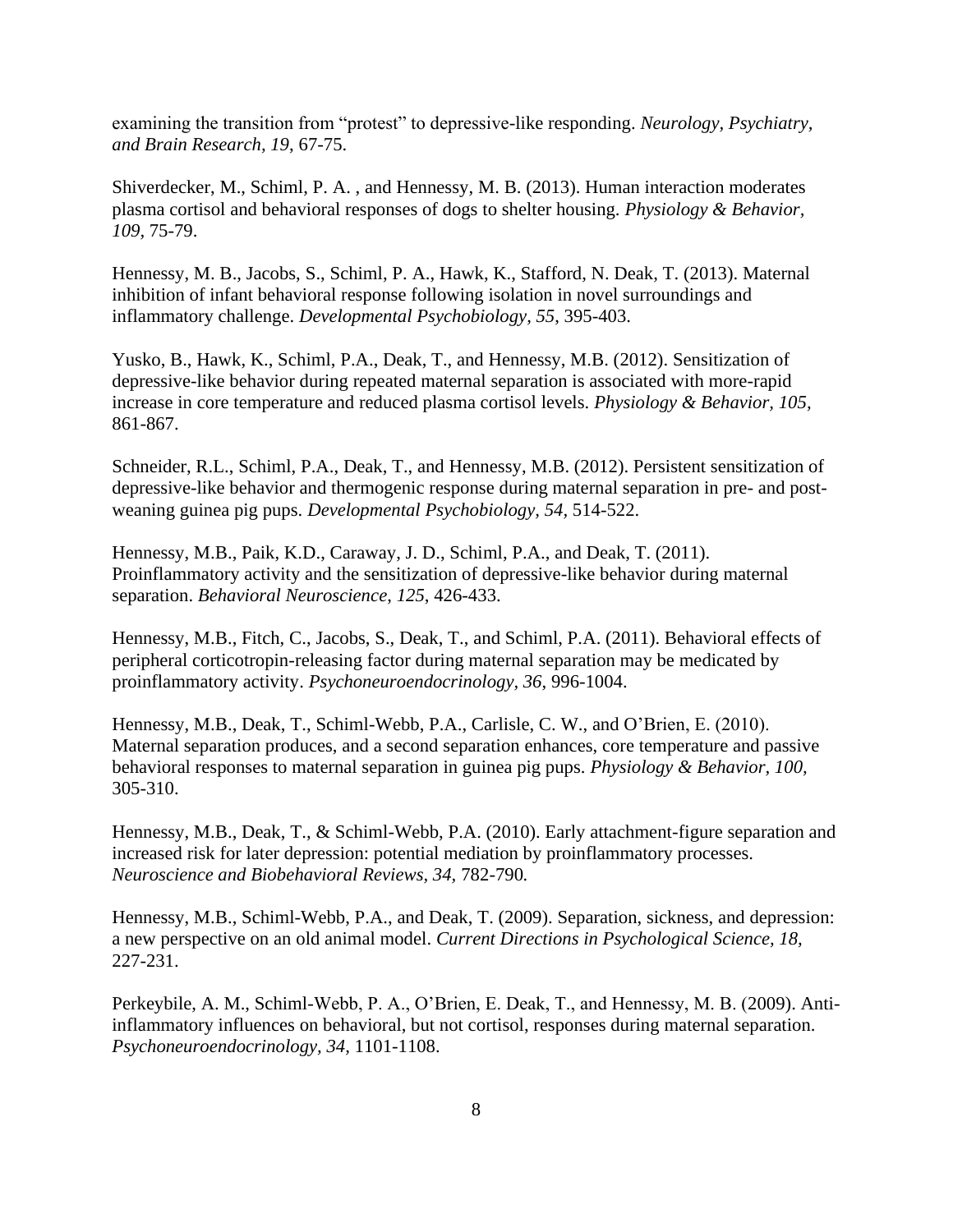examining the transition from "protest" to depressive-like responding. *Neurology, Psychiatry, and Brain Research*, *19*, 67-75.

Shiverdecker, M., Schiml, P. A. , and Hennessy, M. B. (2013). Human interaction moderates plasma cortisol and behavioral responses of dogs to shelter housing. *Physiology & Behavior, 109*, 75-79.

Hennessy, M. B., Jacobs, S., Schiml, P. A., Hawk, K., Stafford, N. Deak, T. (2013). Maternal inhibition of infant behavioral response following isolation in novel surroundings and inflammatory challenge. *Developmental Psychobiology*, *55*, 395-403.

Yusko, B., Hawk, K., Schiml, P.A., Deak, T., and Hennessy, M.B. (2012). Sensitization of depressive-like behavior during repeated maternal separation is associated with more-rapid increase in core temperature and reduced plasma cortisol levels. *Physiology & Behavior, 105*, 861-867.

Schneider, R.L., Schiml, P.A., Deak, T., and Hennessy, M.B. (2012). Persistent sensitization of depressive-like behavior and thermogenic response during maternal separation in pre- and post-weaning guinea pig pups. *Developmental Psychobiology, 54*, 514-522.

Hennessy, M.B., Paik, K.D., Caraway, J. D., Schiml, P.A., and Deak, T. (2011). Proinflammatory activity and the sensitization of depressive-like behavior during maternal separation. *Behavioral Neuroscience*, *125*, 426-433.

Hennessy, M.B., Fitch, C., Jacobs, S., Deak, T., and Schiml, P.A. (2011). Behavioral effects of peripheral corticotropin-releasing factor during maternal separation may be medicated by proinflammatory activity. *Psychoneuroendocrinology*, *36*, 996-1004.

Hennessy, M.B., Deak, T., Schiml-Webb, P.A., Carlisle, C. W., and O'Brien, E. (2010). Maternal separation produces, and a second separation enhances, core temperature and passive behavioral responses to maternal separation in guinea pig pups. *Physiology & Behavior*, *100,* 305-310.

Hennessy, M.B., Deak, T., & Schiml-Webb, P.A. (2010). Early attachment-figure separation and increased risk for later depression: potential mediation by proinflammatory processes. *Neuroscience and Biobehavioral Reviews, 34,* 782-790*.*

Hennessy, M.B., Schiml-Webb, P.A., and Deak, T. (2009). Separation, sickness, and depression: a new perspective on an old animal model. *Current Directions in Psychological Science, 18,* 227-231.

Perkeybile, A. M., Schiml-Webb, P. A., O'Brien, E. Deak, T., and Hennessy, M. B. (2009). Anti-inflammatory influences on behavioral, but not cortisol, responses during maternal separation. *Psychoneuroendocrinology, 34,* 1101-1108.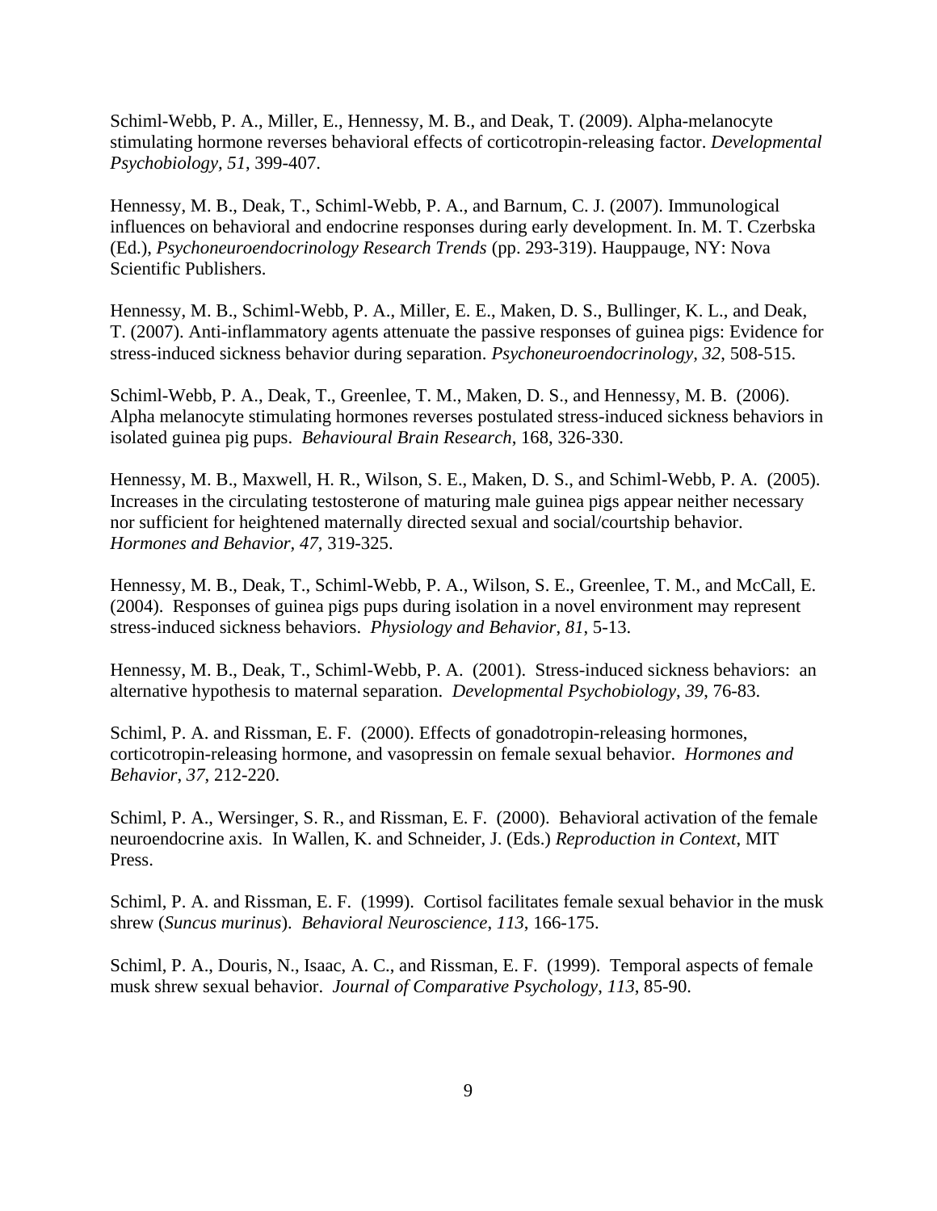Schiml-Webb, P. A., Miller, E., Hennessy, M. B., and Deak, T. (2009). Alpha-melanocyte stimulating hormone reverses behavioral effects of corticotropin-releasing factor. *Developmental Psychobiology, 51*, 399-407.

Hennessy, M. B., Deak, T., Schiml-Webb, P. A., and Barnum, C. J. (2007). Immunological influences on behavioral and endocrine responses during early development. In. M. T. Czerbska (Ed.), *Psychoneuroendocrinology Research Trends* (pp. 293-319). Hauppauge, NY: Nova Scientific Publishers.

Hennessy, M. B., Schiml-Webb, P. A., Miller, E. E., Maken, D. S., Bullinger, K. L., and Deak, T. (2007). Anti-inflammatory agents attenuate the passive responses of guinea pigs: Evidence for stress-induced sickness behavior during separation. *Psychoneuroendocrinology, 32*, 508-515.

Schiml-Webb, P. A., Deak, T., Greenlee, T. M., Maken, D. S., and Hennessy, M. B. (2006). Alpha melanocyte stimulating hormones reverses postulated stress-induced sickness behaviors in isolated guinea pig pups. *Behavioural Brain Research*, 168, 326-330.

Hennessy, M. B., Maxwell, H. R., Wilson, S. E., Maken, D. S., and Schiml-Webb, P. A. (2005). Increases in the circulating testosterone of maturing male guinea pigs appear neither necessary nor sufficient for heightened maternally directed sexual and social/courtship behavior. *Hormones and Behavior*, *47*, 319-325.

Hennessy, M. B., Deak, T., Schiml-Webb, P. A., Wilson, S. E., Greenlee, T. M., and McCall, E. (2004). Responses of guinea pigs pups during isolation in a novel environment may represent stress-induced sickness behaviors. *Physiology and Behavior*, *81*, 5-13.

Hennessy, M. B., Deak, T., Schiml-Webb, P. A. (2001). Stress-induced sickness behaviors: an alternative hypothesis to maternal separation. *Developmental Psychobiology*, *39*, 76-83.

Schiml, P. A. and Rissman, E. F. (2000). Effects of gonadotropin-releasing hormones, corticotropin-releasing hormone, and vasopressin on female sexual behavior. *Hormones and Behavior*, *37*, 212-220.

Schiml, P. A., Wersinger, S. R., and Rissman, E. F. (2000). Behavioral activation of the female neuroendocrine axis. In Wallen, K. and Schneider, J. (Eds.) *Reproduction in Context*, MIT Press.

Schiml, P. A. and Rissman, E. F. (1999). Cortisol facilitates female sexual behavior in the musk shrew (*Suncus murinus*). *Behavioral Neuroscience*, *113*, 166-175.

Schiml, P. A., Douris, N., Isaac, A. C., and Rissman, E. F. (1999). Temporal aspects of female musk shrew sexual behavior. *Journal of Comparative Psychology*, *113*, 85-90.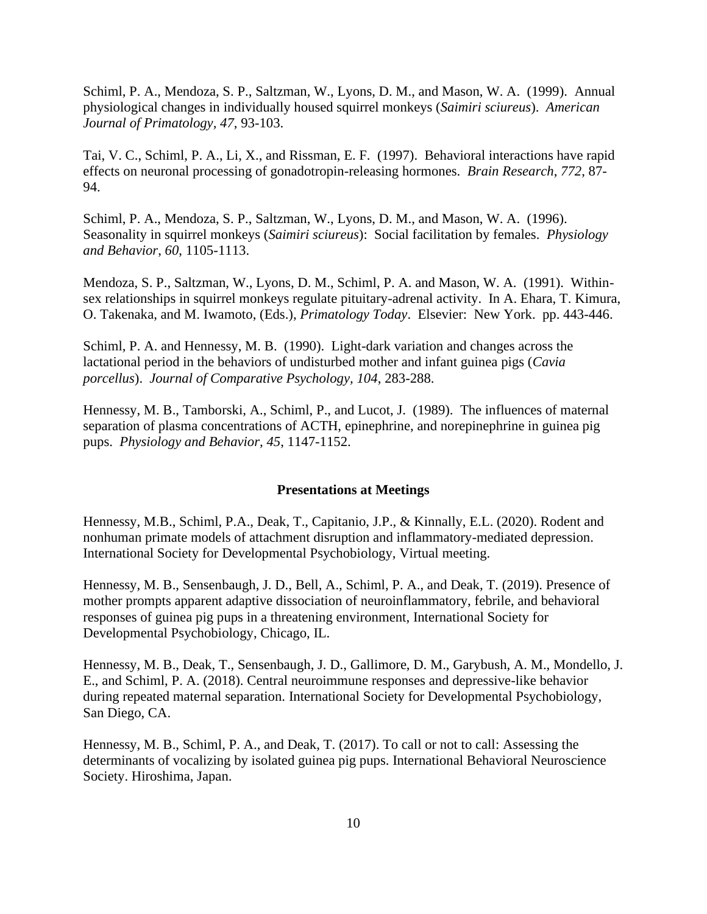Schiml, P. A., Mendoza, S. P., Saltzman, W., Lyons, D. M., and Mason, W. A. (1999). Annual physiological changes in individually housed squirrel monkeys (*Saimiri sciureus*). *American Journal of Primatology*, *47*, 93-103.

Tai, V. C., Schiml, P. A., Li, X., and Rissman, E. F. (1997). Behavioral interactions have rapid effects on neuronal processing of gonadotropin-releasing hormones. *Brain Research*, *772*, 87-94.

Schiml, P. A., Mendoza, S. P., Saltzman, W., Lyons, D. M., and Mason, W. A. (1996). Seasonality in squirrel monkeys (*Saimiri sciureus*): Social facilitation by females. *Physiology and Behavior*, *60*, 1105-1113.

Mendoza, S. P., Saltzman, W., Lyons, D. M., Schiml, P. A. and Mason, W. A. (1991). Within-sex relationships in squirrel monkeys regulate pituitary-adrenal activity. In A. Ehara, T. Kimura, O. Takenaka, and M. Iwamoto, (Eds.), *Primatology Today*. Elsevier: New York. pp. 443-446.

Schiml, P. A. and Hennessy, M. B. (1990). Light-dark variation and changes across the lactational period in the behaviors of undisturbed mother and infant guinea pigs (*Cavia porcellus*). *Journal of Comparative Psychology*, *104*, 283-288.

Hennessy, M. B., Tamborski, A., Schiml, P., and Lucot, J. (1989). The influences of maternal separation of plasma concentrations of ACTH, epinephrine, and norepinephrine in guinea pig pups. *Physiology and Behavior, 45*, 1147-1152.

## Presentations at Meetings

Hennessy, M.B., Schiml, P.A., Deak, T., Capitanio, J.P., & Kinnally, E.L. (2020). Rodent and nonhuman primate models of attachment disruption and inflammatory-mediated depression. International Society for Developmental Psychobiology, Virtual meeting.

Hennessy, M. B., Sensenbaugh, J. D., Bell, A., Schiml, P. A., and Deak, T. (2019). Presence of mother prompts apparent adaptive dissociation of neuroinflammatory, febrile, and behavioral responses of guinea pig pups in a threatening environment, International Society for Developmental Psychobiology, Chicago, IL.

Hennessy, M. B., Deak, T., Sensenbaugh, J. D., Gallimore, D. M., Garybush, A. M., Mondello, J. E., and Schiml, P. A. (2018). Central neuroimmune responses and depressive-like behavior during repeated maternal separation. International Society for Developmental Psychobiology, San Diego, CA.

Hennessy, M. B., Schiml, P. A., and Deak, T. (2017). To call or not to call: Assessing the determinants of vocalizing by isolated guinea pig pups. International Behavioral Neuroscience Society. Hiroshima, Japan.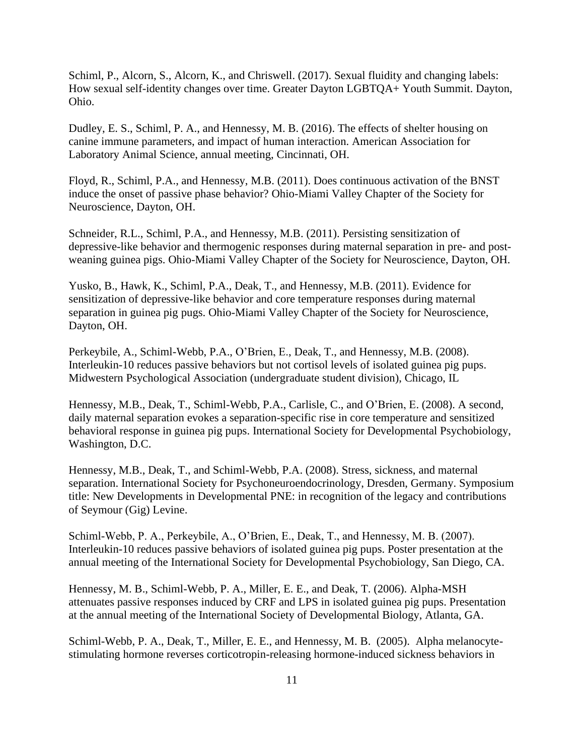Schiml, P., Alcorn, S., Alcorn, K., and Chriswell. (2017). Sexual fluidity and changing labels: How sexual self-identity changes over time. Greater Dayton LGBTQA+ Youth Summit. Dayton, Ohio.

Dudley, E. S., Schiml, P. A., and Hennessy, M. B. (2016). The effects of shelter housing on canine immune parameters, and impact of human interaction. American Association for Laboratory Animal Science, annual meeting, Cincinnati, OH.

Floyd, R., Schiml, P.A., and Hennessy, M.B. (2011). Does continuous activation of the BNST induce the onset of passive phase behavior? Ohio-Miami Valley Chapter of the Society for Neuroscience, Dayton, OH.

Schneider, R.L., Schiml, P.A., and Hennessy, M.B. (2011). Persisting sensitization of depressive-like behavior and thermogenic responses during maternal separation in pre- and post-weaning guinea pigs. Ohio-Miami Valley Chapter of the Society for Neuroscience, Dayton, OH.

Yusko, B., Hawk, K., Schiml, P.A., Deak, T., and Hennessy, M.B. (2011). Evidence for sensitization of depressive-like behavior and core temperature responses during maternal separation in guinea pig pugs. Ohio-Miami Valley Chapter of the Society for Neuroscience, Dayton, OH.

Perkeybile, A., Schiml-Webb, P.A., O'Brien, E., Deak, T., and Hennessy, M.B. (2008). Interleukin-10 reduces passive behaviors but not cortisol levels of isolated guinea pig pups. Midwestern Psychological Association (undergraduate student division), Chicago, IL

Hennessy, M.B., Deak, T., Schiml-Webb, P.A., Carlisle, C., and O'Brien, E. (2008). A second, daily maternal separation evokes a separation-specific rise in core temperature and sensitized behavioral response in guinea pig pups. International Society for Developmental Psychobiology, Washington, D.C.

Hennessy, M.B., Deak, T., and Schiml-Webb, P.A. (2008). Stress, sickness, and maternal separation. International Society for Psychoneuroendocrinology, Dresden, Germany. Symposium title: New Developments in Developmental PNE: in recognition of the legacy and contributions of Seymour (Gig) Levine.

Schiml-Webb, P. A., Perkeybile, A., O'Brien, E., Deak, T., and Hennessy, M. B. (2007). Interleukin-10 reduces passive behaviors of isolated guinea pig pups. Poster presentation at the annual meeting of the International Society for Developmental Psychobiology, San Diego, CA.

Hennessy, M. B., Schiml-Webb, P. A., Miller, E. E., and Deak, T. (2006). Alpha-MSH attenuates passive responses induced by CRF and LPS in isolated guinea pig pups. Presentation at the annual meeting of the International Society of Developmental Biology, Atlanta, GA.

Schiml-Webb, P. A., Deak, T., Miller, E. E., and Hennessy, M. B. (2005). Alpha melanocyte-stimulating hormone reverses corticotropin-releasing hormone-induced sickness behaviors in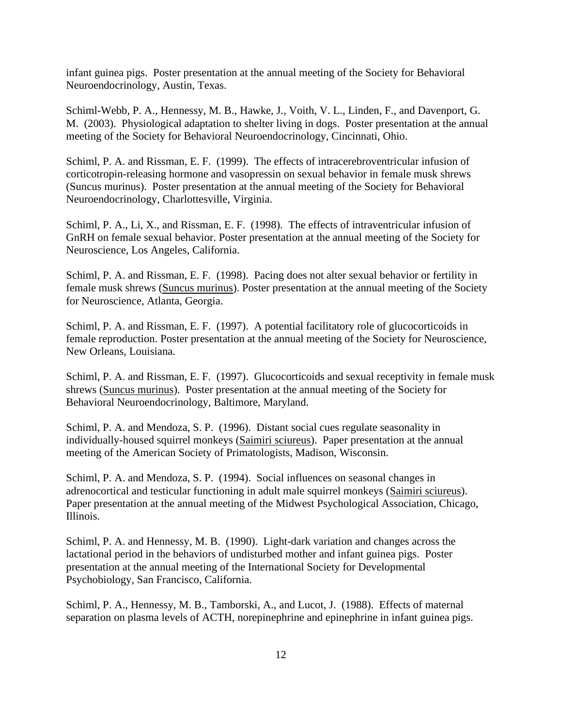infant guinea pigs. Poster presentation at the annual meeting of the Society for Behavioral Neuroendocrinology, Austin, Texas.

Schiml-Webb, P. A., Hennessy, M. B., Hawke, J., Voith, V. L., Linden, F., and Davenport, G. M. (2003). Physiological adaptation to shelter living in dogs. Poster presentation at the annual meeting of the Society for Behavioral Neuroendocrinology, Cincinnati, Ohio.

Schiml, P. A. and Rissman, E. F. (1999). The effects of intracerebroventricular infusion of corticotropin-releasing hormone and vasopressin on sexual behavior in female musk shrews (Suncus murinus). Poster presentation at the annual meeting of the Society for Behavioral Neuroendocrinology, Charlottesville, Virginia.

Schiml, P. A., Li, X., and Rissman, E. F. (1998). The effects of intraventricular infusion of GnRH on female sexual behavior. Poster presentation at the annual meeting of the Society for Neuroscience, Los Angeles, California.

Schiml, P. A. and Rissman, E. F. (1998). Pacing does not alter sexual behavior or fertility in female musk shrews (<u>Suncus murinus</u>). Poster presentation at the annual meeting of the Society for Neuroscience, Atlanta, Georgia.

Schiml, P. A. and Rissman, E. F. (1997). A potential facilitatory role of glucocorticoids in female reproduction. Poster presentation at the annual meeting of the Society for Neuroscience, New Orleans, Louisiana.

Schiml, P. A. and Rissman, E. F. (1997). Glucocorticoids and sexual receptivity in female musk shrews (<u>Suncus murinus</u>). Poster presentation at the annual meeting of the Society for Behavioral Neuroendocrinology, Baltimore, Maryland.

Schiml, P. A. and Mendoza, S. P. (1996). Distant social cues regulate seasonality in individually-housed squirrel monkeys (<u>Saimiri sciureus</u>). Paper presentation at the annual meeting of the American Society of Primatologists, Madison, Wisconsin.

Schiml, P. A. and Mendoza, S. P. (1994). Social influences on seasonal changes in adrenocortical and testicular functioning in adult male squirrel monkeys (<u>Saimiri sciureus</u>). Paper presentation at the annual meeting of the Midwest Psychological Association, Chicago, Illinois.

Schiml, P. A. and Hennessy, M. B. (1990). Light-dark variation and changes across the lactational period in the behaviors of undisturbed mother and infant guinea pigs. Poster presentation at the annual meeting of the International Society for Developmental Psychobiology, San Francisco, California.

Schiml, P. A., Hennessy, M. B., Tamborski, A., and Lucot, J. (1988). Effects of maternal separation on plasma levels of ACTH, norepinephrine and epinephrine in infant guinea pigs.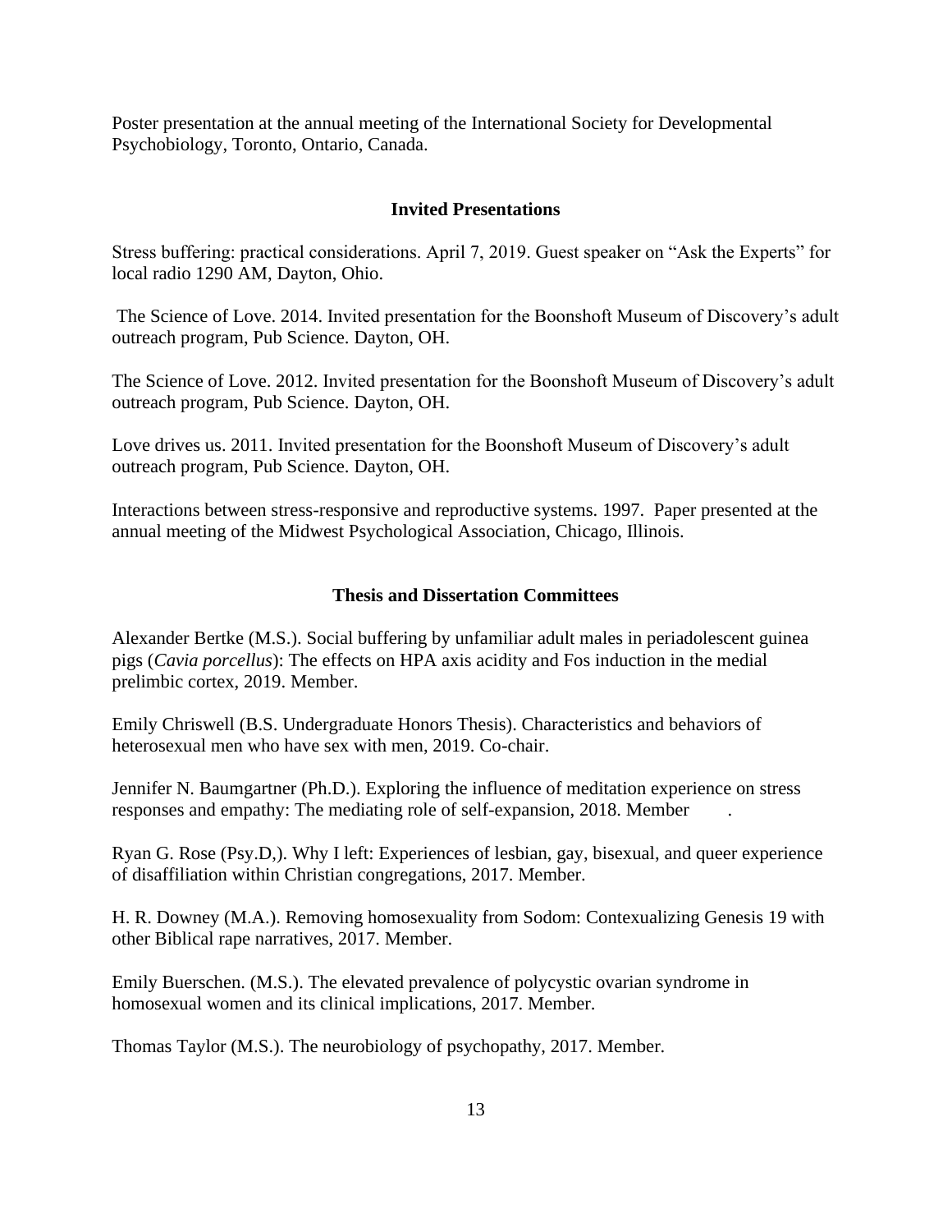Poster presentation at the annual meeting of the International Society for Developmental Psychobiology, Toronto, Ontario, Canada.

## Invited Presentations

Stress buffering: practical considerations. April 7, 2019. Guest speaker on "Ask the Experts" for local radio 1290 AM, Dayton, Ohio.

The Science of Love. 2014. Invited presentation for the Boonshoft Museum of Discovery's adult outreach program, Pub Science. Dayton, OH.

The Science of Love. 2012. Invited presentation for the Boonshoft Museum of Discovery's adult outreach program, Pub Science. Dayton, OH.

Love drives us. 2011. Invited presentation for the Boonshoft Museum of Discovery's adult outreach program, Pub Science. Dayton, OH.

Interactions between stress-responsive and reproductive systems. 1997. Paper presented at the annual meeting of the Midwest Psychological Association, Chicago, Illinois.

## Thesis and Dissertation Committees

Alexander Bertke (M.S.). Social buffering by unfamiliar adult males in periadolescent guinea pigs (*Cavia porcellus*): The effects on HPA axis acidity and Fos induction in the medial prelimbic cortex, 2019. Member.

Emily Chriswell (B.S. Undergraduate Honors Thesis). Characteristics and behaviors of heterosexual men who have sex with men, 2019. Co-chair.

Jennifer N. Baumgartner (Ph.D.). Exploring the influence of meditation experience on stress responses and empathy: The mediating role of self-expansion, 2018. Member.

Ryan G. Rose (Psy.D,). Why I left: Experiences of lesbian, gay, bisexual, and queer experience of disaffiliation within Christian congregations, 2017. Member.

H. R. Downey (M.A.). Removing homosexuality from Sodom: Contexualizing Genesis 19 with other Biblical rape narratives, 2017. Member.

Emily Buerschen. (M.S.). The elevated prevalence of polycystic ovarian syndrome in homosexual women and its clinical implications, 2017. Member.

Thomas Taylor (M.S.). The neurobiology of psychopathy, 2017. Member.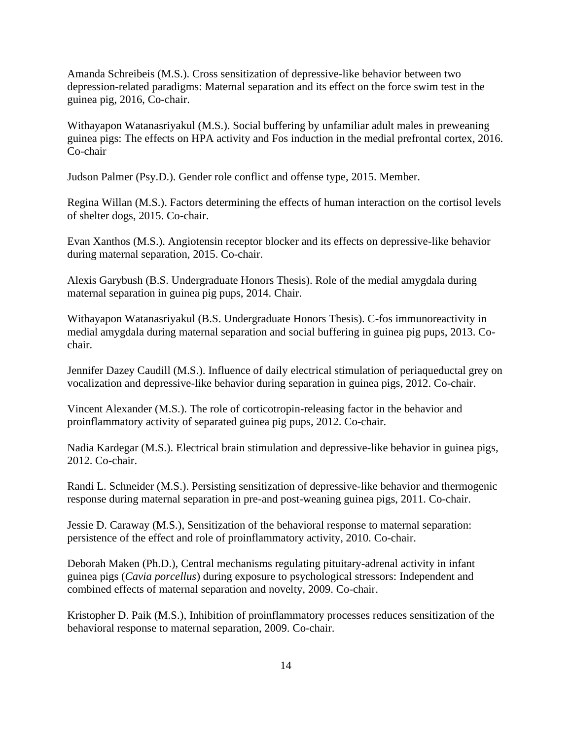Amanda Schreibeis (M.S.). Cross sensitization of depressive-like behavior between two depression-related paradigms: Maternal separation and its effect on the force swim test in the guinea pig, 2016, Co-chair.

Withayapon Watanasriyakul (M.S.). Social buffering by unfamiliar adult males in preweaning guinea pigs: The effects on HPA activity and Fos induction in the medial prefrontal cortex, 2016. Co-chair

Judson Palmer (Psy.D.). Gender role conflict and offense type, 2015. Member.

Regina Willan (M.S.). Factors determining the effects of human interaction on the cortisol levels of shelter dogs, 2015. Co-chair.

Evan Xanthos (M.S.). Angiotensin receptor blocker and its effects on depressive-like behavior during maternal separation, 2015. Co-chair.

Alexis Garybush (B.S. Undergraduate Honors Thesis). Role of the medial amygdala during maternal separation in guinea pig pups, 2014. Chair.

Withayapon Watanasriyakul (B.S. Undergraduate Honors Thesis). C-fos immunoreactivity in medial amygdala during maternal separation and social buffering in guinea pig pups, 2013. Co-chair.

Jennifer Dazey Caudill (M.S.). Influence of daily electrical stimulation of periaqueductal grey on vocalization and depressive-like behavior during separation in guinea pigs, 2012. Co-chair.

Vincent Alexander (M.S.). The role of corticotropin-releasing factor in the behavior and proinflammatory activity of separated guinea pig pups, 2012. Co-chair.

Nadia Kardegar (M.S.). Electrical brain stimulation and depressive-like behavior in guinea pigs, 2012. Co-chair.

Randi L. Schneider (M.S.). Persisting sensitization of depressive-like behavior and thermogenic response during maternal separation in pre-and post-weaning guinea pigs, 2011. Co-chair.

Jessie D. Caraway (M.S.), Sensitization of the behavioral response to maternal separation: persistence of the effect and role of proinflammatory activity, 2010. Co-chair.

Deborah Maken (Ph.D.), Central mechanisms regulating pituitary-adrenal activity in infant guinea pigs (*Cavia porcellus*) during exposure to psychological stressors: Independent and combined effects of maternal separation and novelty, 2009. Co-chair.

Kristopher D. Paik (M.S.), Inhibition of proinflammatory processes reduces sensitization of the behavioral response to maternal separation, 2009. Co-chair.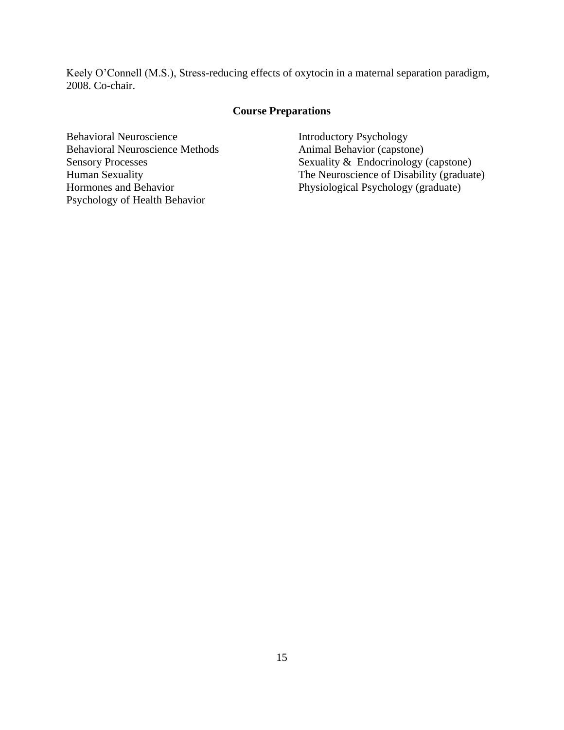Keely O'Connell (M.S.), Stress-reducing effects of oxytocin in a maternal separation paradigm, 2008. Co-chair.

## Course Preparations

Behavioral Neuroscience
Behavioral Neuroscience Methods
Sensory Processes
Human Sexuality
Hormones and Behavior
Psychology of Health Behavior
Introductory Psychology
Animal Behavior (capstone)
Sexuality & Endocrinology (capstone)
The Neuroscience of Disability (graduate)
Physiological Psychology (graduate)